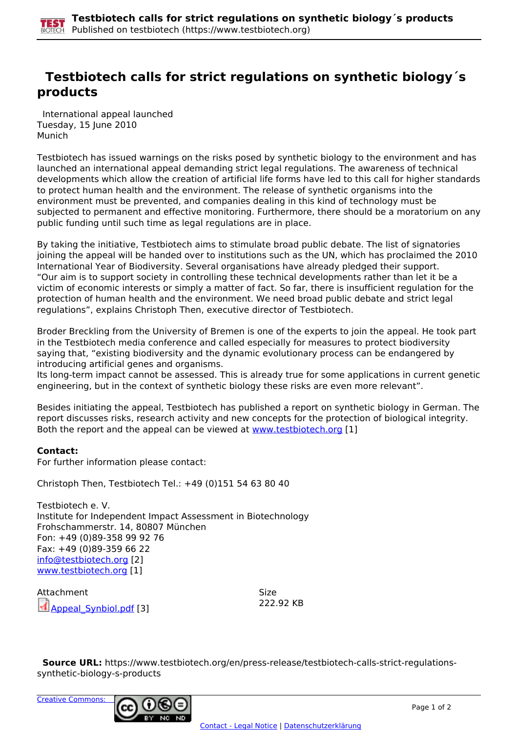# Testbiotech calls for strict regulations on synthetic biology´s products

International appeal launched
Tuesday, 15 June 2010
Munich

Testbiotech has issued warnings on the risks posed by synthetic biology to the environment and has launched an international appeal demanding strict legal regulations. The awareness of technical developments which allow the creation of artificial life forms have led to this call for higher standards to protect human health and the environment. The release of synthetic organisms into the environment must be prevented, and companies dealing in this kind of technology must be subjected to permanent and effective monitoring. Furthermore, there should be a moratorium on any public funding until such time as legal regulations are in place.

By taking the initiative, Testbiotech aims to stimulate broad public debate. The list of signatories joining the appeal will be handed over to institutions such as the UN, which has proclaimed the 2010 International Year of Biodiversity. Several organisations have already pledged their support. "Our aim is to support society in controlling these technical developments rather than let it be a victim of economic interests or simply a matter of fact. So far, there is insufficient regulation for the protection of human health and the environment. We need broad public debate and strict legal regulations", explains Christoph Then, executive director of Testbiotech.

Broder Breckling from the University of Bremen is one of the experts to join the appeal. He took part in the Testbiotech media conference and called especially for measures to protect biodiversity saying that, "existing biodiversity and the dynamic evolutionary process can be endangered by introducing artificial genes and organisms.
Its long-term impact cannot be assessed. This is already true for some applications in current genetic engineering, but in the context of synthetic biology these risks are even more relevant".

Besides initiating the appeal, Testbiotech has published a report on synthetic biology in German. The report discusses risks, research activity and new concepts for the protection of biological integrity. Both the report and the appeal can be viewed at www.testbiotech.org [1]

**Contact:**
For further information please contact:

Christoph Then, Testbiotech Tel.: +49 (0)151 54 63 80 40

Testbiotech e. V.
Institute for Independent Impact Assessment in Biotechnology
Frohschammerstr. 14, 80807 München
Fon: +49 (0)89-358 99 92 76
Fax: +49 (0)89-359 66 22
info@testbiotech.org [2]
www.testbiotech.org [1]

| Attachment | Size |
| --- | --- |
| Appeal_Synbiol.pdf [3] | 222.92 KB |

**Source URL:** https://www.testbiotech.org/en/press-release/testbiotech-calls-strict-regulations-synthetic-biology-s-products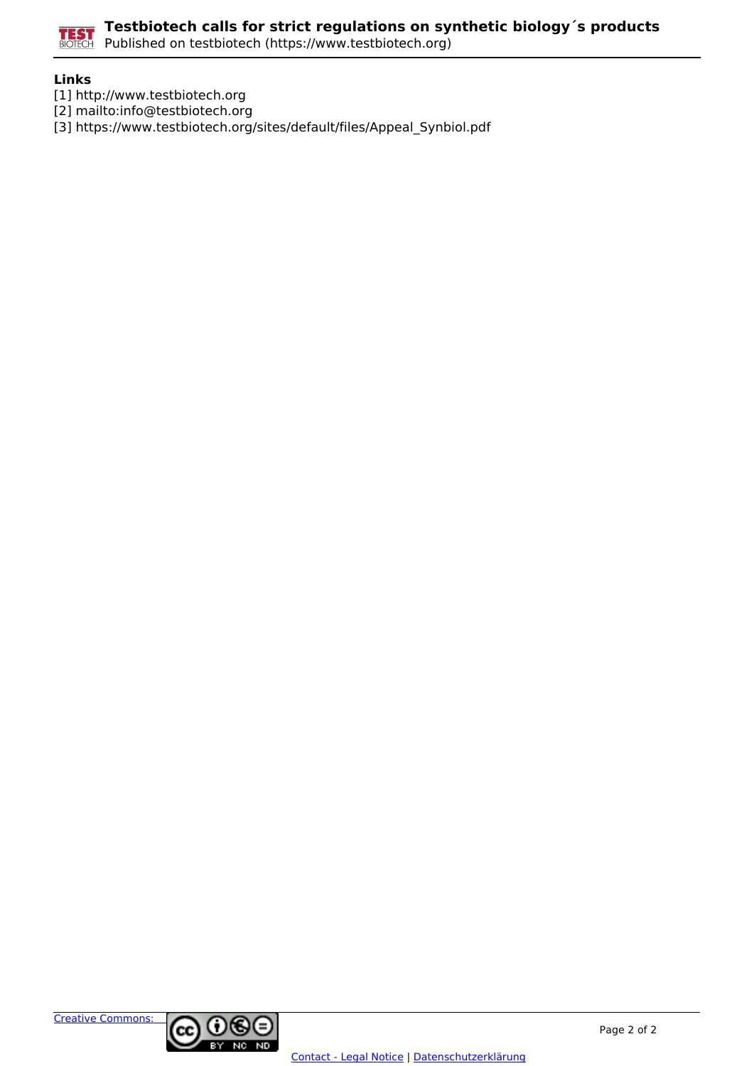**Links**

[1] http://www.testbiotech.org
[2] mailto:info@testbiotech.org
[3] https://www.testbiotech.org/sites/default/files/Appeal_Synbiol.pdf